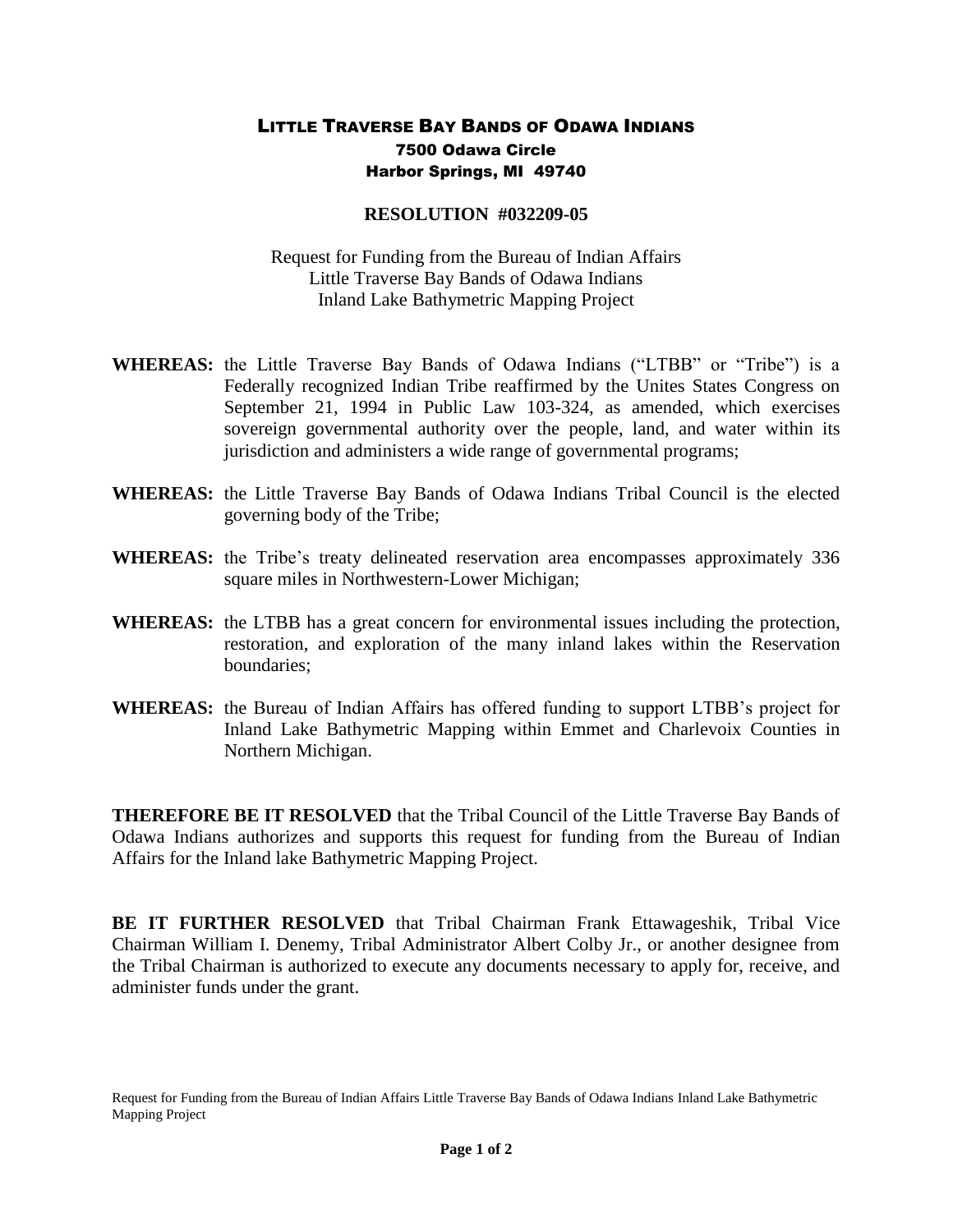# LITTLE TRAVERSE BAY BANDS OF ODAWA INDIANS

**7500 Odawa Circle**
**Harbor Springs, MI 49740**

## RESOLUTION #032209-05

Request for Funding from the Bureau of Indian Affairs
Little Traverse Bay Bands of Odawa Indians
Inland Lake Bathymetric Mapping Project

**WHEREAS:** the Little Traverse Bay Bands of Odawa Indians ("LTBB" or "Tribe") is a Federally recognized Indian Tribe reaffirmed by the Unites States Congress on September 21, 1994 in Public Law 103-324, as amended, which exercises sovereign governmental authority over the people, land, and water within its jurisdiction and administers a wide range of governmental programs;

**WHEREAS:** the Little Traverse Bay Bands of Odawa Indians Tribal Council is the elected governing body of the Tribe;

**WHEREAS:** the Tribe's treaty delineated reservation area encompasses approximately 336 square miles in Northwestern-Lower Michigan;

**WHEREAS:** the LTBB has a great concern for environmental issues including the protection, restoration, and exploration of the many inland lakes within the Reservation boundaries;

**WHEREAS:** the Bureau of Indian Affairs has offered funding to support LTBB's project for Inland Lake Bathymetric Mapping within Emmet and Charlevoix Counties in Northern Michigan.

**THEREFORE BE IT RESOLVED** that the Tribal Council of the Little Traverse Bay Bands of Odawa Indians authorizes and supports this request for funding from the Bureau of Indian Affairs for the Inland lake Bathymetric Mapping Project.

**BE IT FURTHER RESOLVED** that Tribal Chairman Frank Ettawageshik, Tribal Vice Chairman William I. Denemy, Tribal Administrator Albert Colby Jr., or another designee from the Tribal Chairman is authorized to execute any documents necessary to apply for, receive, and administer funds under the grant.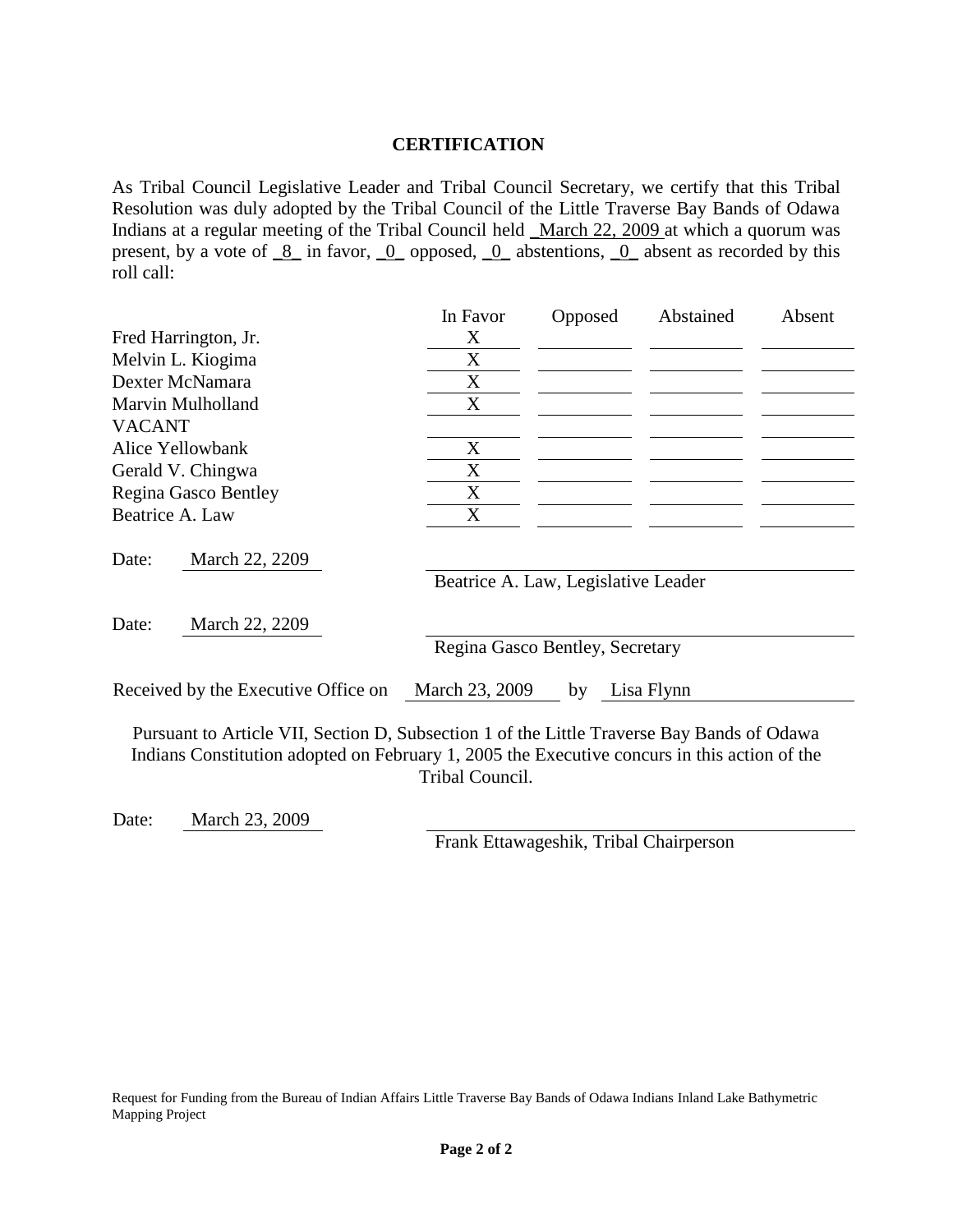**CERTIFICATION**

As Tribal Council Legislative Leader and Tribal Council Secretary, we certify that this Tribal Resolution was duly adopted by the Tribal Council of the Little Traverse Bay Bands of Odawa Indians at a regular meeting of the Tribal Council held March 22, 2009 at which a quorum was present, by a vote of 8 in favor, 0 opposed, 0 abstentions, 0 absent as recorded by this roll call:

| | In Favor | Opposed | Abstained | Absent |
|---|---|---|---|---|
| Fred Harrington, Jr. | X | | | |
| Melvin L. Kiogima | X | | | |
| Dexter McNamara | X | | | |
| Marvin Mulholland | X | | | |
| VACANT | | | | |
| Alice Yellowbank | X | | | |
| Gerald V. Chingwa | X | | | |
| Regina Gasco Bentley | X | | | |
| Beatrice A. Law | X | | | |

Date: March 22, 2209

Beatrice A. Law, Legislative Leader

Date: March 22, 2209

Regina Gasco Bentley, Secretary

Received by the Executive Office on March 23, 2009 by Lisa Flynn

Pursuant to Article VII, Section D, Subsection 1 of the Little Traverse Bay Bands of Odawa Indians Constitution adopted on February 1, 2005 the Executive concurs in this action of the Tribal Council.

Date: March 23, 2009

Frank Ettawageshik, Tribal Chairperson

Request for Funding from the Bureau of Indian Affairs Little Traverse Bay Bands of Odawa Indians Inland Lake Bathymetric Mapping Project